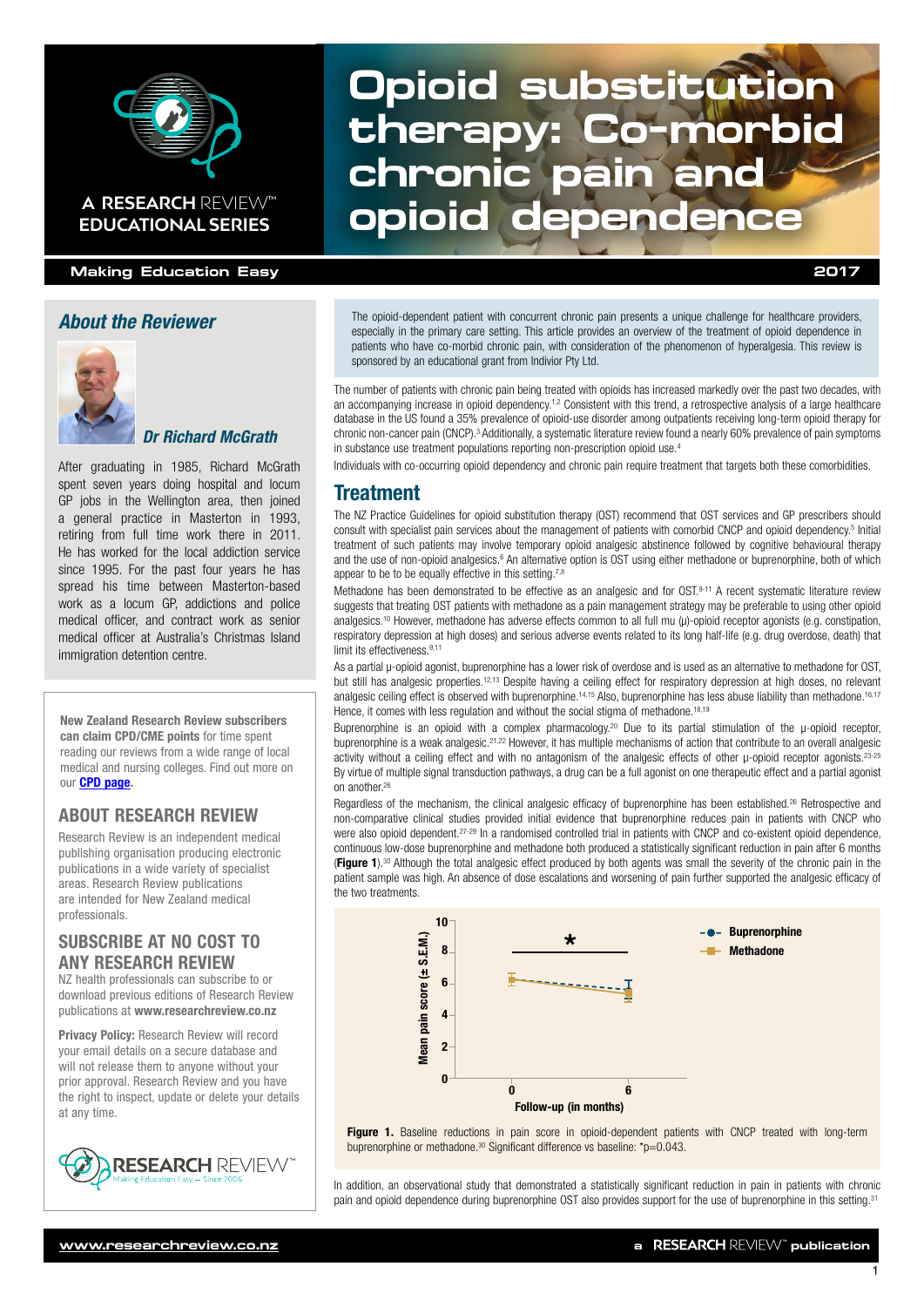# Opioid substitution therapy: Co-morbid chronic pain and opioid dependence

A RESEARCH REVIEW™ EDUCATIONAL SERIES

Making Education Easy — 2017

## About the Reviewer

### Dr Richard McGrath

After graduating in 1985, Richard McGrath spent seven years doing hospital and locum GP jobs in the Wellington area, then joined a general practice in Masterton in 1993, retiring from full time work there in 2011. He has worked for the local addiction service since 1995. For the past four years he has spread his time between Masterton-based work as a locum GP, addictions and police medical officer, and contract work as senior medical officer at Australia's Christmas Island immigration detention centre.

**New Zealand Research Review subscribers can claim CPD/CME points** for time spent reading our reviews from a wide range of local medical and nursing colleges. Find out more on our **CPD page**.

### ABOUT RESEARCH REVIEW

Research Review is an independent medical publishing organisation producing electronic publications in a wide variety of specialist areas. Research Review publications are intended for New Zealand medical professionals.

### SUBSCRIBE AT NO COST TO ANY RESEARCH REVIEW

NZ health professionals can subscribe to or download previous editions of Research Review publications at **www.researchreview.co.nz**

**Privacy Policy:** Research Review will record your email details on a secure database and will not release them to anyone without your prior approval. Research Review and you have the right to inspect, update or delete your details at any time.

---

The opioid-dependent patient with concurrent chronic pain presents a unique challenge for healthcare providers, especially in the primary care setting. This article provides an overview of the treatment of opioid dependence in patients who have co-morbid chronic pain, with consideration of the phenomenon of hyperalgesia. This review is sponsored by an educational grant from Indivior Pty Ltd.

The number of patients with chronic pain being treated with opioids has increased markedly over the past two decades, with an accompanying increase in opioid dependency.[1,2] Consistent with this trend, a retrospective analysis of a large healthcare database in the US found a 35% prevalence of opioid-use disorder among outpatients receiving long-term opioid therapy for chronic non-cancer pain (CNCP).[3] Additionally, a systematic literature review found a nearly 60% prevalence of pain symptoms in substance use treatment populations reporting non-prescription opioid use.[4]

Individuals with co-occurring opioid dependency and chronic pain require treatment that targets both these comorbidities.

## Treatment

The NZ Practice Guidelines for opioid substitution therapy (OST) recommend that OST services and GP prescribers should consult with specialist pain services about the management of patients with comorbid CNCP and opioid dependency.[5] Initial treatment of such patients may involve temporary opioid analgesic abstinence followed by cognitive behavioural therapy and the use of non-opioid analgesics.[6] An alternative option is OST using either methadone or buprenorphine, both of which appear to be to be equally effective in this setting.[7,8]

Methadone has been demonstrated to be effective as an analgesic and for OST.[9-11] A recent systematic literature review suggests that treating OST patients with methadone as a pain management strategy may be preferable to using other opioid analgesics.[10] However, methadone has adverse effects common to all full mu (μ)-opioid receptor agonists (e.g. constipation, respiratory depression at high doses) and serious adverse events related to its long half-life (e.g. drug overdose, death) that limit its effectiveness.[9,11]

As a partial μ-opioid agonist, buprenorphine has a lower risk of overdose and is used as an alternative to methadone for OST, but still has analgesic properties.[12,13] Despite having a ceiling effect for respiratory depression at high doses, no relevant analgesic ceiling effect is observed with buprenorphine.[14,15] Also, buprenorphine has less abuse liability than methadone.[16,17] Hence, it comes with less regulation and without the social stigma of methadone.[18,19]

Buprenorphine is an opioid with a complex pharmacology.[20] Due to its partial stimulation of the μ-opioid receptor, buprenorphine is a weak analgesic.[21,22] However, it has multiple mechanisms of action that contribute to an overall analgesic activity without a ceiling effect and with no antagonism of the analgesic effects of other μ-opioid receptor agonists.[23-25] By virtue of multiple signal transduction pathways, a drug can be a full agonist on one therapeutic effect and a partial agonist on another.[26]

Regardless of the mechanism, the clinical analgesic efficacy of buprenorphine has been established.[26] Retrospective and non-comparative clinical studies provided initial evidence that buprenorphine reduces pain in patients with CNCP who were also opioid dependent.[27-29] In a randomised controlled trial in patients with CNCP and co-existent opioid dependence, continuous low-dose buprenorphine and methadone both produced a statistically significant reduction in pain after 6 months (**Figure 1**).[30] Although the total analgesic effect produced by both agents was small the severity of the chronic pain in the patient sample was high. An absence of dose escalations and worsening of pain further supported the analgesic efficacy of the two treatments.

**Figure 1.** Baseline reductions in pain score in opioid-dependent patients with CNCP treated with long-term buprenorphine or methadone.[30] Significant difference vs baseline: *p=0.043.

In addition, an observational study that demonstrated a statistically significant reduction in pain in patients with chronic pain and opioid dependence during buprenorphine OST also provides support for the use of buprenorphine in this setting.[31]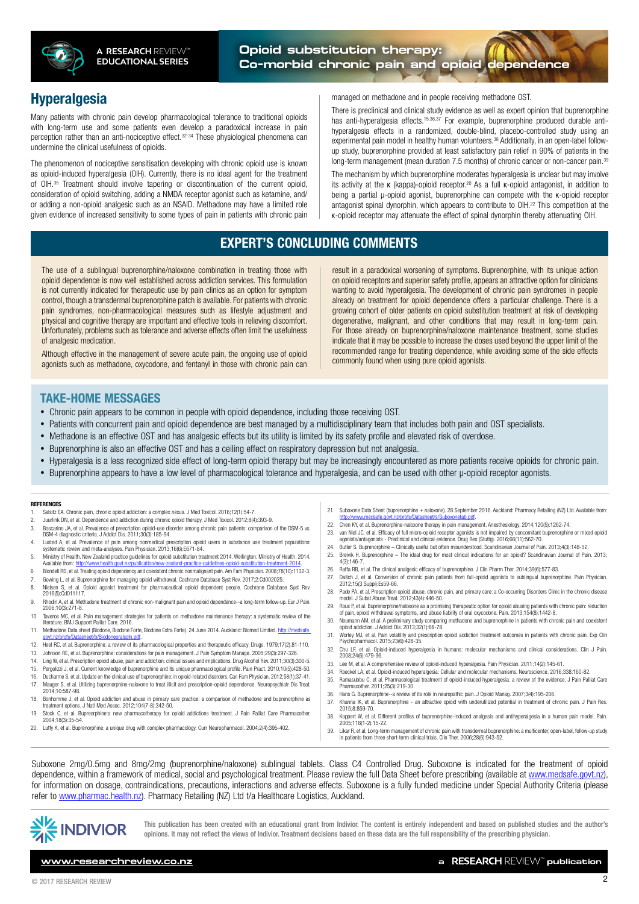## Hyperalgesia

Many patients with chronic pain develop pharmacological tolerance to traditional opioids with long-term use and some patients even develop a paradoxical increase in pain perception rather than an anti-nociceptive effect.[32-34] These physiological phenomena can undermine the clinical usefulness of opioids.

The phenomenon of nociceptive sensitisation developing with chronic opioid use is known as opioid-induced hyperalgesia (OIH). Currently, there is no ideal agent for the treatment of OIH.[35] Treatment should involve tapering or discontinuation of the current opioid, consideration of opioid switching, adding a NMDA receptor agonist such as ketamine, and/or adding a non-opioid analgesic such as an NSAID. Methadone may have a limited role given evidence of increased sensitivity to some types of pain in patients with chronic pain managed on methadone and in people receiving methadone OST.

There is preclinical and clinical study evidence as well as expert opinion that buprenorphine has anti-hyperalgesia effects.[15,36,37] For example, buprenorphine produced durable anti-hyperalgesia effects in a randomized, double-blind, placebo-controlled study using an experimental pain model in healthy human volunteers.[38] Additionally, in an open-label follow-up study, buprenorphine provided at least satisfactory pain relief in 90% of patients in the long-term management (mean duration 7.5 months) of chronic cancer or non-cancer pain.[39]

The mechanism by which buprenorphine moderates hyperalgesia is unclear but may involve its activity at the κ (kappa)-opioid receptor.[20] As a full κ-opioid antagonist, in addition to being a partial μ-opioid agonist, buprenorphine can compete with the κ-opioid receptor antagonist spinal dynorphin, which appears to contribute to OIH.[22] This competition at the κ-opioid receptor may attenuate the effect of spinal dynorphin thereby attenuating OIH.

## EXPERT'S CONCLUDING COMMENTS

The use of a sublingual buprenorphine/naloxone combination in treating those with opioid dependence is now well established across addiction services. This formulation is not currently indicated for therapeutic use by pain clinics as an option for symptom control, though a transdermal buprenorphine patch is available. For patients with chronic pain syndromes, non-pharmacological measures such as lifestyle adjustment and physical and cognitive therapy are important and effective tools in relieving discomfort. Unfortunately, problems such as tolerance and adverse effects often limit the usefulness of analgesic medication.

Although effective in the management of severe acute pain, the ongoing use of opioid agonists such as methadone, oxycodone, and fentanyl in those with chronic pain can result in a paradoxical worsening of symptoms. Buprenorphine, with its unique action on opioid receptors and superior safety profile, appears an attractive option for clinicians wanting to avoid hyperalgesia. The development of chronic pain syndromes in people already on treatment for opioid dependence offers a particular challenge. There is a growing cohort of older patients on opioid substitution treatment at risk of developing degenerative, malignant, and other conditions that may result in long-term pain. For those already on buprenorphine/naloxone maintenance treatment, some studies indicate that it may be possible to increase the doses used beyond the upper limit of the recommended range for treating dependence, while avoiding some of the side effects commonly found when using pure opioid agonists.

## TAKE-HOME MESSAGES

- Chronic pain appears to be common in people with opioid dependence, including those receiving OST.
- Patients with concurrent pain and opioid dependence are best managed by a multidisciplinary team that includes both pain and OST specialists.
- Methadone is an effective OST and has analgesic effects but its utility is limited by its safety profile and elevated risk of overdose.
- Buprenorphine is also an effective OST and has a ceiling effect on respiratory depression but not analgesia.
- Hyperalgesia is a less recognized side effect of long-term opioid therapy but may be increasingly encountered as more patients receive opioids for chronic pain.
- Buprenorphine appears to have a low level of pharmacological tolerance and hyperalgesia, and can be used with other μ-opioid receptor agonists.

### REFERENCES

1. Salsitz EA. Chronic pain, chronic opioid addiction: a complex nexus. J Med Toxicol. 2016;12(1):54-7.
2. Juurlink DN, et al. Dependence and addiction during chronic opioid therapy. J Med Toxicol. 2012;8(4):393-9.
3. Boscarino JA, et al. Prevalence of prescription opioid-use disorder among chronic pain patients: comparison of the DSM-5 vs. DSM-4 diagnostic criteria. J Addict Dis. 2011;30(3):185-94.
4. Lusted A, et al. Prevalence of pain among nonmedical prescription opioid users in substance use treatment populations: systematic review and meta-analyses. Pain Physician. 2013;16(6):E671-84.
5. Ministry of Health. New Zealand practice guidelines for opioid substitution treatment 2014. Wellington: Ministry of Health. 2014. Available from: http://www.health.govt.nz/publication/new-zealand-practice-guidelines-opioid-substitution-treatment-2014.
6. Blondell RD, et al. Treating opioid dependency and coexistent chronic nonmalignant pain. Am Fam Physician. 2008;78(10):1132-3.
7. Gowing L, et al. Buprenorphine for managing opioid withdrawal. Cochrane Database Syst Rev. 2017;2:Cd002025.
8. Nielsen S, et al. Opioid agonist treatment for pharmaceutical opioid dependent people. Cochrane Database Syst Rev. 2016(5):Cd011117.
9. Rhodin A, et al. Methadone treatment of chronic non-malignant pain and opioid dependence--a long-term follow-up. Eur J Pain. 2006;10(3):271-8.
10. Taveros MC, et al. Pain management strategies for patients on methadone maintenance therapy: a systematic review of the literature. BMJ Support Palliat Care. 2016.
11. Methadone Data sheet (Biodone, Biodone Forte, Biodone Extra Forte). 24 June 2014. Auckland: Biomed Limited. http://medsafe.govt.nz/profs/Datasheet/b/Biodoneoralsoln.pdf.
12. Heel RC, et al. Buprenorphine: a review of its pharmacological properties and therapeutic efficacy. Drugs. 1979;17(2):81-110.
13. Johnson RE, et al. Buprenorphine: considerations for pain management. J Pain Symptom Manage. 2005;29(3):297-326.
14. Ling W, et al. Prescription opioid abuse, pain and addiction: clinical issues and implications. Drug Alcohol Rev. 2011;30(3):300-5.
15. Pergolizzi J, et al. Current knowledge of buprenorphine and its unique pharmacological profile. Pain Pract. 2010;10(5):428-50.
16. Ducharme S, et al. Update on the clinical use of buprenorphine: in opioid-related disorders. Can Fam Physician. 2012;58(1):37-41.
17. Mauger S, et al. Utilizing buprenorphine-naloxone to treat illicit and prescription-opioid dependence. Neuropsychiatr Dis Treat. 2014;10:587-98.
18. Bonhomme J, et al. Opioid addiction and abuse in primary care practice: a comparison of methadone and buprenorphine as treatment options. J Natl Med Assoc. 2012;104(7-8):342-50.
19. Stock C, et al. Buprenorphine:a new pharmacotherapy for opioid addictions treatment. J Pain Palliat Care Pharmacother. 2004;18(3):35-54.
20. Lutfy K, et al. Buprenorphine: a unique drug with complex pharmacology. Curr Neuropharmacol. 2004;2(4):395-402.
21. Suboxone Data Sheet (buprenorphine + naloxone). 28 September 2016. Auckland: Pharmacy Retailing (NZ) Ltd. Available from: http://www.medsafe.govt.nz/profs/Datasheet/s/Suboxonetab.pdf.
22. Chen KY, et al. Buprenorphine-naloxone therapy in pain management. Anesthesiology. 2014;120(5):1262-74.
23. van Niel JC, et al. Efficacy of full micro-opioid receptor agonists is not impaired by concomitant buprenorphine or mixed opioid agonists/antagonists - Preclinical and clinical evidence. Drug Res (Stuttg). 2016;66(11):562-70.
24. Butler S. Buprenorphine – Clinically useful but often misunderstood. Scandinavian Journal of Pain. 2013;4(3):148-52.
25. Breivik H. Buprenorphine – The ideal drug for most clinical indications for an opioid? Scandinavian Journal of Pain. 2013; 4(3):146-7.
26. Raffa RB, et al. The clinical analgesic efficacy of buprenorphine. J Clin Pharm Ther. 2014;39(6):577-83.
27. Daitch J, et al. Conversion of chronic pain patients from full-opioid agonists to sublingual buprenorphine. Pain Physician. 2012;15(3 Suppl):Es59-66.
28. Pade PA, et al. Prescription opioid abuse, chronic pain, and primary care: a Co-occurring Disorders Clinic in the chronic disease model. J Subst Abuse Treat. 2012;43(4):446-50.
29. Roux P, et al. Buprenorphine/naloxone as a promising therapeutic option for opioid abusing patients with chronic pain: reduction of pain, opioid withdrawal symptoms, and abuse liability of oral oxycodone. Pain. 2013;154(8):1442-8.
30. Neumann AM, et al. A preliminary study comparing methadone and buprenorphine in patients with chronic pain and coexistent opioid addiction. J Addict Dis. 2013;32(1):68-78.
31. Worley MJ, et al. Pain volatility and prescription opioid addiction treatment outcomes in patients with chronic pain. Exp Clin Psychopharmacol. 2015;23(6):428-35.
32. Chu LF, et al. Opioid-induced hyperalgesia in humans: molecular mechanisms and clinical considerations. Clin J Pain. 2008;24(6):479-96.
33. Lee M, et al. A comprehensive review of opioid-induced hyperalgesia. Pain Physician. 2011;14(2):145-61.
34. Roeckel LA, et al. Opioid-induced hyperalgesia: Cellular and molecular mechanisms. Neuroscience. 2016;338:160-82.
35. Ramasubbu C, et al. Pharmacological treatment of opioid-induced hyperalgesia: a review of the evidence. J Pain Palliat Care Pharmacother. 2011;25(3):219-30.
36. Hans G. Buprenorphine--a review of its role in neuropathic pain. J Opioid Manag. 2007;3(4):195-206.
37. Khanna IK, et al. Buprenorphine - an attractive opioid with underutilized potential in treatment of chronic pain. J Pain Res. 2015;8:859-70.
38. Koppert W, et al. Different profiles of buprenorphine-induced analgesia and antihyperalgesia in a human pain model. Pain. 2005;118(1-2):15-22.
39. Likar R, et al. Long-term management of chronic pain with transdermal buprenorphine: a multicenter, open-label, follow-up study in patients from three short-term clinical trials. Clin Ther. 2006;28(6):943-52.

Suboxone 2mg/0.5mg and 8mg/2mg (buprenorphine/naloxone) sublingual tablets. Class C4 Controlled Drug. Suboxone is indicated for the treatment of opioid dependence, within a framework of medical, social and psychological treatment. Please review the full Data Sheet before prescribing (available at www.medsafe.govt.nz), for information on dosage, contraindications, precautions, interactions and adverse effects. Suboxone is a fully funded medicine under Special Authority Criteria (please refer to www.pharmac.health.nz). Pharmacy Retailing (NZ) Ltd t/a Healthcare Logistics, Auckland.

INDIVIOR

This publication has been created with an educational grant from Indivior. The content is entirely independent and based on published studies and the author's opinions. It may not reflect the views of Indivior. Treatment decisions based on these data are the full responsibility of the prescribing physician.